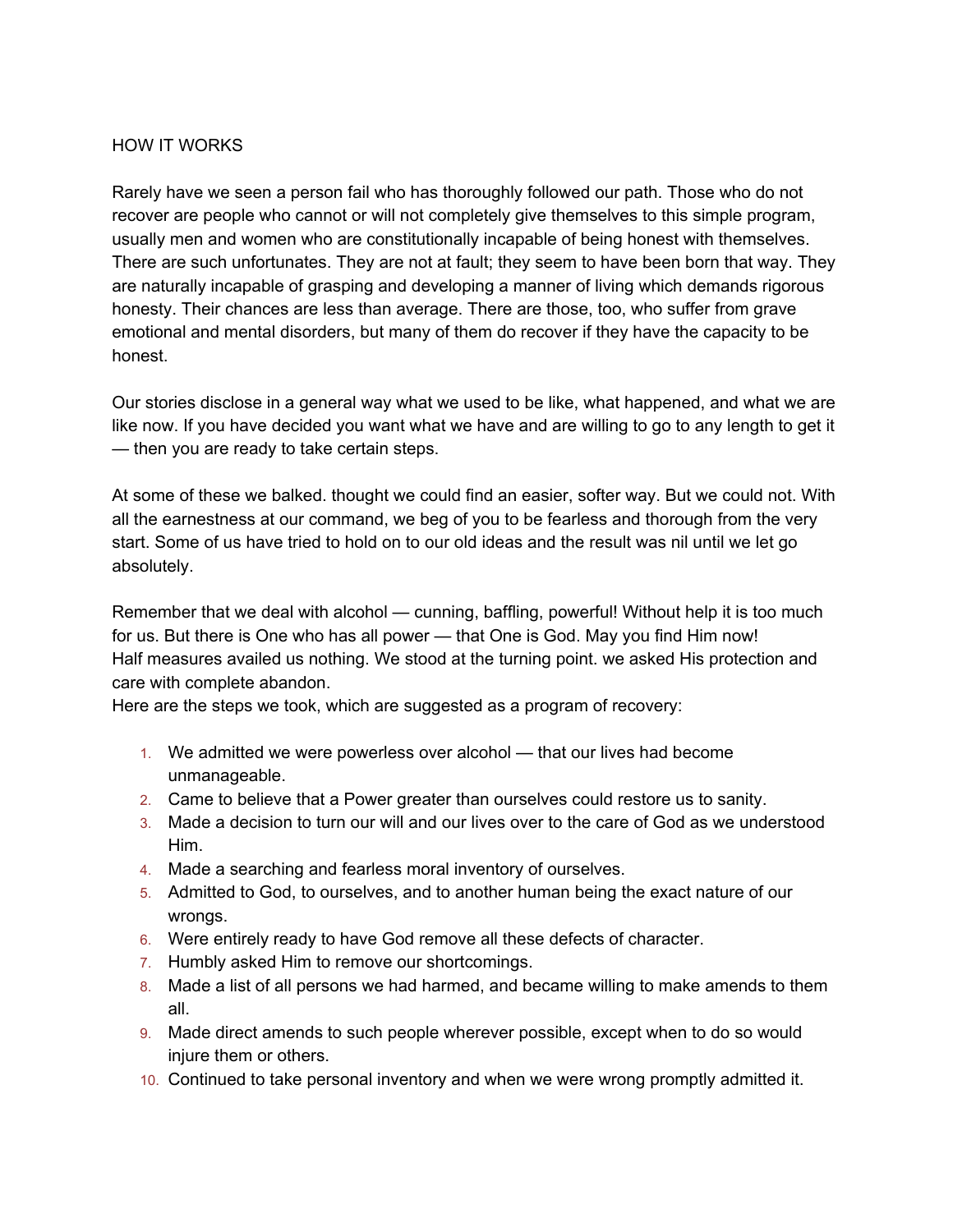HOW IT WORKS

Rarely have we seen a person fail who has thoroughly followed our path. Those who do not recover are people who cannot or will not completely give themselves to this simple program, usually men and women who are constitutionally incapable of being honest with themselves. There are such unfortunates. They are not at fault; they seem to have been born that way. They are naturally incapable of grasping and developing a manner of living which demands rigorous honesty. Their chances are less than average. There are those, too, who suffer from grave emotional and mental disorders, but many of them do recover if they have the capacity to be honest.

Our stories disclose in a general way what we used to be like, what happened, and what we are like now. If you have decided you want what we have and are willing to go to any length to get it — then you are ready to take certain steps.

At some of these we balked. thought we could find an easier, softer way. But we could not. With all the earnestness at our command, we beg of you to be fearless and thorough from the very start. Some of us have tried to hold on to our old ideas and the result was nil until we let go absolutely.

Remember that we deal with alcohol — cunning, baffling, powerful! Without help it is too much for us. But there is One who has all power — that One is God. May you find Him now!
Half measures availed us nothing. We stood at the turning point. we asked His protection and care with complete abandon.
Here are the steps we took, which are suggested as a program of recovery:

1. We admitted we were powerless over alcohol — that our lives had become unmanageable.
2. Came to believe that a Power greater than ourselves could restore us to sanity.
3. Made a decision to turn our will and our lives over to the care of God as we understood Him.
4. Made a searching and fearless moral inventory of ourselves.
5. Admitted to God, to ourselves, and to another human being the exact nature of our wrongs.
6. Were entirely ready to have God remove all these defects of character.
7. Humbly asked Him to remove our shortcomings.
8. Made a list of all persons we had harmed, and became willing to make amends to them all.
9. Made direct amends to such people wherever possible, except when to do so would injure them or others.
10. Continued to take personal inventory and when we were wrong promptly admitted it.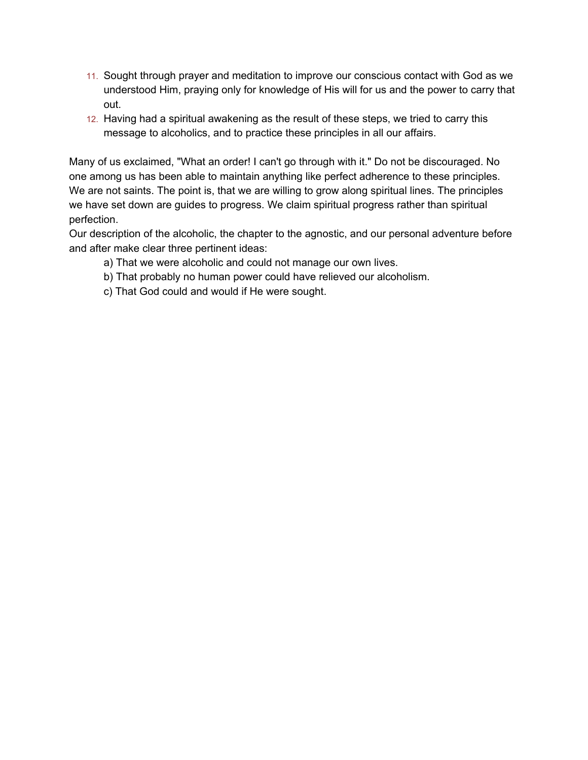11. Sought through prayer and meditation to improve our conscious contact with God as we understood Him, praying only for knowledge of His will for us and the power to carry that out.
12. Having had a spiritual awakening as the result of these steps, we tried to carry this message to alcoholics, and to practice these principles in all our affairs.

Many of us exclaimed, "What an order! I can't go through with it." Do not be discouraged. No one among us has been able to maintain anything like perfect adherence to these principles. We are not saints. The point is, that we are willing to grow along spiritual lines. The principles we have set down are guides to progress. We claim spiritual progress rather than spiritual perfection.

Our description of the alcoholic, the chapter to the agnostic, and our personal adventure before and after make clear three pertinent ideas:

a) That we were alcoholic and could not manage our own lives.
b) That probably no human power could have relieved our alcoholism.
c) That God could and would if He were sought.